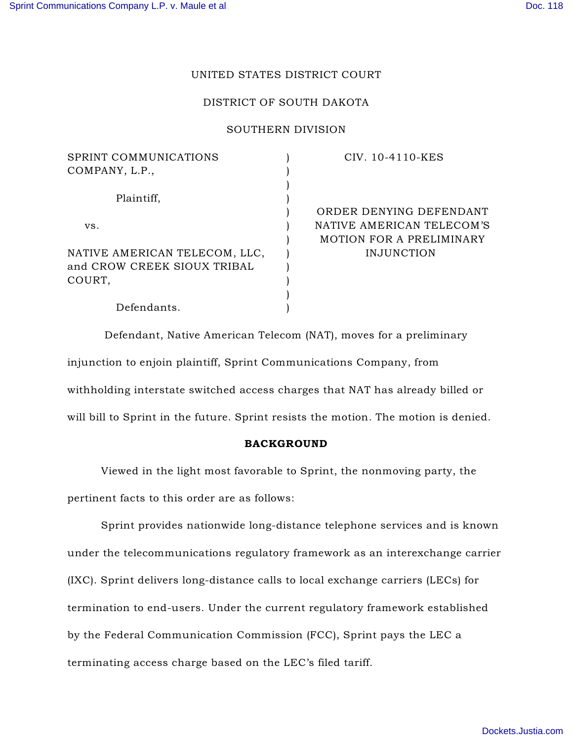UNITED STATES DISTRICT COURT

DISTRICT OF SOUTH DAKOTA

SOUTHERN DIVISION

| | | |
|---|---|---|
| SPRINT COMMUNICATIONS COMPANY, L.P., Plaintiff, vs. NATIVE AMERICAN TELECOM, LLC, and CROW CREEK SIOUX TRIBAL COURT, Defendants. | ) | CIV. 10-4110-KES ORDER DENYING DEFENDANT NATIVE AMERICAN TELECOM'S MOTION FOR A PRELIMINARY INJUNCTION |

Defendant, Native American Telecom (NAT), moves for a preliminary injunction to enjoin plaintiff, Sprint Communications Company, from withholding interstate switched access charges that NAT has already billed or will bill to Sprint in the future. Sprint resists the motion. The motion is denied.

## BACKGROUND

Viewed in the light most favorable to Sprint, the nonmoving party, the pertinent facts to this order are as follows:

Sprint provides nationwide long-distance telephone services and is known under the telecommunications regulatory framework as an interexchange carrier (IXC). Sprint delivers long-distance calls to local exchange carriers (LECs) for termination to end-users. Under the current regulatory framework established by the Federal Communication Commission (FCC), Sprint pays the LEC a terminating access charge based on the LEC's filed tariff.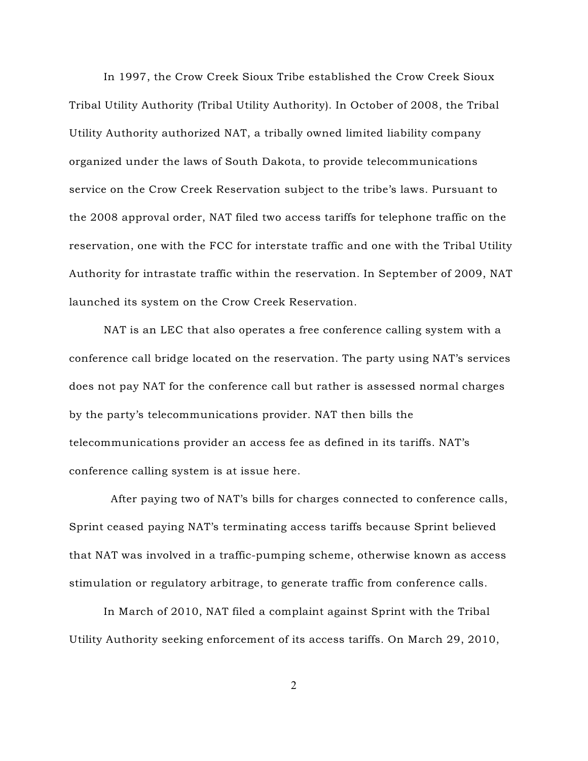In 1997, the Crow Creek Sioux Tribe established the Crow Creek Sioux Tribal Utility Authority (Tribal Utility Authority). In October of 2008, the Tribal Utility Authority authorized NAT, a tribally owned limited liability company organized under the laws of South Dakota, to provide telecommunications service on the Crow Creek Reservation subject to the tribe's laws. Pursuant to the 2008 approval order, NAT filed two access tariffs for telephone traffic on the reservation, one with the FCC for interstate traffic and one with the Tribal Utility Authority for intrastate traffic within the reservation. In September of 2009, NAT launched its system on the Crow Creek Reservation.

NAT is an LEC that also operates a free conference calling system with a conference call bridge located on the reservation. The party using NAT's services does not pay NAT for the conference call but rather is assessed normal charges by the party's telecommunications provider. NAT then bills the telecommunications provider an access fee as defined in its tariffs. NAT's conference calling system is at issue here.

After paying two of NAT's bills for charges connected to conference calls, Sprint ceased paying NAT's terminating access tariffs because Sprint believed that NAT was involved in a traffic-pumping scheme, otherwise known as access stimulation or regulatory arbitrage, to generate traffic from conference calls.

In March of 2010, NAT filed a complaint against Sprint with the Tribal Utility Authority seeking enforcement of its access tariffs. On March 29, 2010,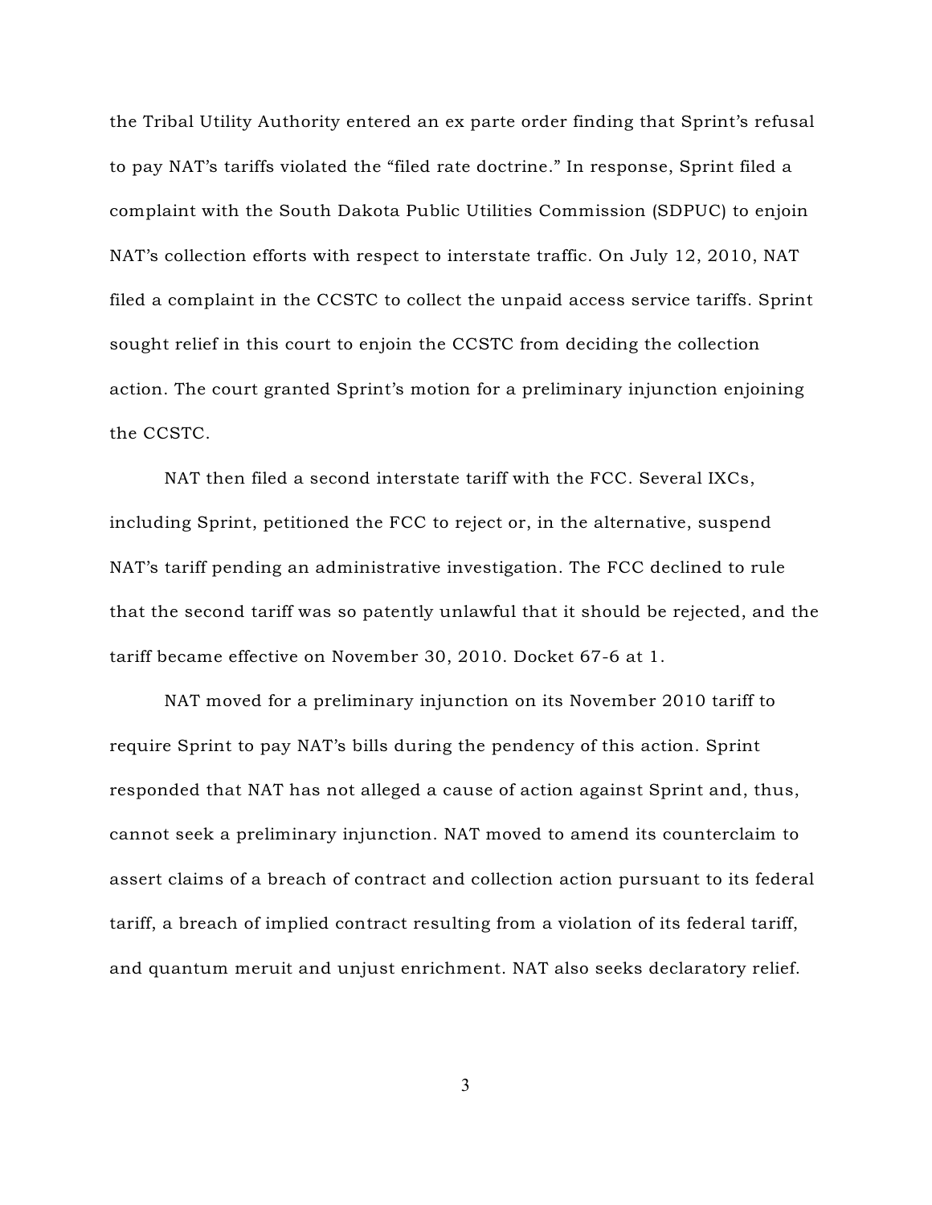the Tribal Utility Authority entered an ex parte order finding that Sprint's refusal to pay NAT's tariffs violated the "filed rate doctrine." In response, Sprint filed a complaint with the South Dakota Public Utilities Commission (SDPUC) to enjoin NAT's collection efforts with respect to interstate traffic. On July 12, 2010, NAT filed a complaint in the CCSTC to collect the unpaid access service tariffs. Sprint sought relief in this court to enjoin the CCSTC from deciding the collection action. The court granted Sprint's motion for a preliminary injunction enjoining the CCSTC.

NAT then filed a second interstate tariff with the FCC. Several IXCs, including Sprint, petitioned the FCC to reject or, in the alternative, suspend NAT's tariff pending an administrative investigation. The FCC declined to rule that the second tariff was so patently unlawful that it should be rejected, and the tariff became effective on November 30, 2010. Docket 67-6 at 1.

NAT moved for a preliminary injunction on its November 2010 tariff to require Sprint to pay NAT's bills during the pendency of this action. Sprint responded that NAT has not alleged a cause of action against Sprint and, thus, cannot seek a preliminary injunction. NAT moved to amend its counterclaim to assert claims of a breach of contract and collection action pursuant to its federal tariff, a breach of implied contract resulting from a violation of its federal tariff, and quantum meruit and unjust enrichment. NAT also seeks declaratory relief.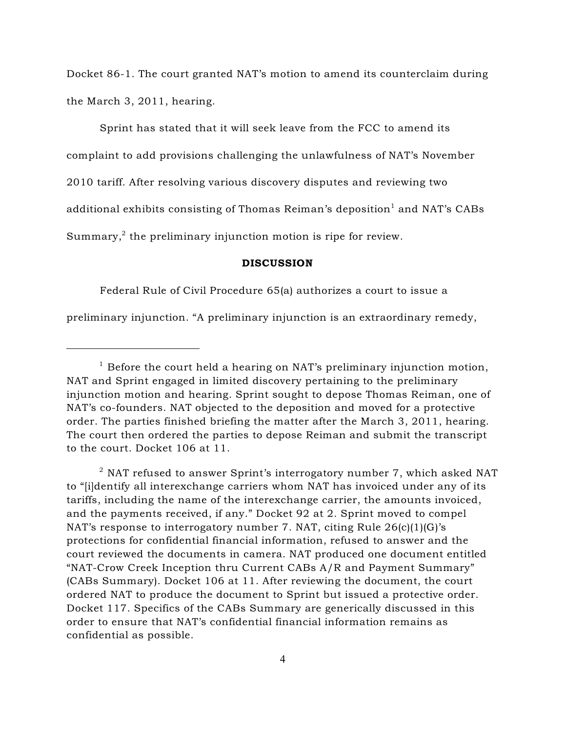Docket 86-1. The court granted NAT's motion to amend its counterclaim during the March 3, 2011, hearing.

Sprint has stated that it will seek leave from the FCC to amend its complaint to add provisions challenging the unlawfulness of NAT's November 2010 tariff. After resolving various discovery disputes and reviewing two additional exhibits consisting of Thomas Reiman's deposition[1] and NAT's CABs Summary,[2] the preliminary injunction motion is ripe for review.

**DISCUSSION**

Federal Rule of Civil Procedure 65(a) authorizes a court to issue a preliminary injunction. "A preliminary injunction is an extraordinary remedy,

---

[1] Before the court held a hearing on NAT's preliminary injunction motion, NAT and Sprint engaged in limited discovery pertaining to the preliminary injunction motion and hearing. Sprint sought to depose Thomas Reiman, one of NAT's co-founders. NAT objected to the deposition and moved for a protective order. The parties finished briefing the matter after the March 3, 2011, hearing. The court then ordered the parties to depose Reiman and submit the transcript to the court. Docket 106 at 11.

[2] NAT refused to answer Sprint's interrogatory number 7, which asked NAT to "[i]dentify all interexchange carriers whom NAT has invoiced under any of its tariffs, including the name of the interexchange carrier, the amounts invoiced, and the payments received, if any." Docket 92 at 2. Sprint moved to compel NAT's response to interrogatory number 7. NAT, citing Rule 26(c)(1)(G)'s protections for confidential financial information, refused to answer and the court reviewed the documents in camera. NAT produced one document entitled "NAT-Crow Creek Inception thru Current CABs A/R and Payment Summary" (CABs Summary). Docket 106 at 11. After reviewing the document, the court ordered NAT to produce the document to Sprint but issued a protective order. Docket 117. Specifics of the CABs Summary are generically discussed in this order to ensure that NAT's confidential financial information remains as confidential as possible.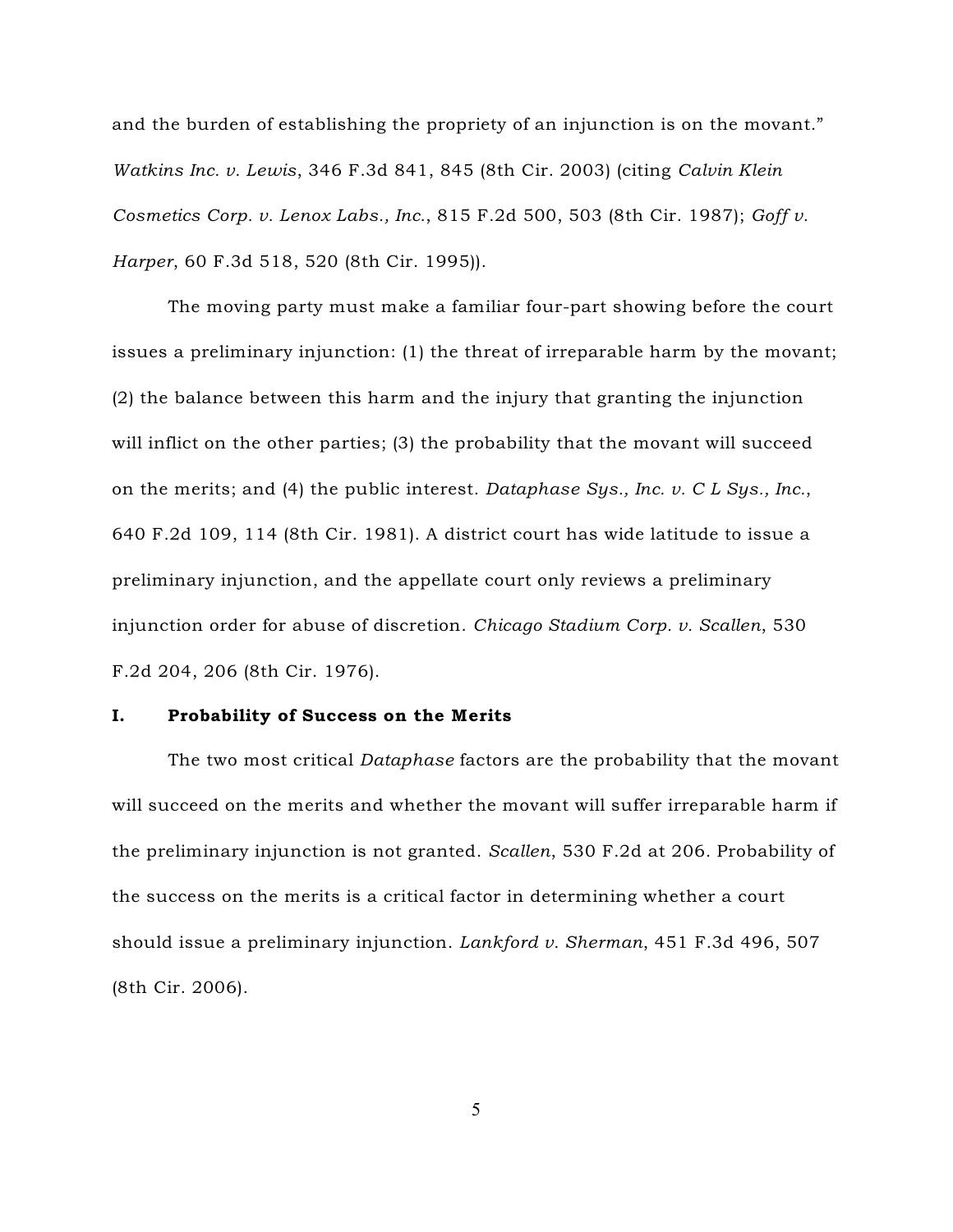and the burden of establishing the propriety of an injunction is on the movant." *Watkins Inc. v. Lewis*, 346 F.3d 841, 845 (8th Cir. 2003) (citing *Calvin Klein Cosmetics Corp. v. Lenox Labs., Inc.*, 815 F.2d 500, 503 (8th Cir. 1987); *Goff v. Harper*, 60 F.3d 518, 520 (8th Cir. 1995)).

The moving party must make a familiar four-part showing before the court issues a preliminary injunction: (1) the threat of irreparable harm by the movant; (2) the balance between this harm and the injury that granting the injunction will inflict on the other parties; (3) the probability that the movant will succeed on the merits; and (4) the public interest. *Dataphase Sys., Inc. v. C L Sys., Inc.*, 640 F.2d 109, 114 (8th Cir. 1981). A district court has wide latitude to issue a preliminary injunction, and the appellate court only reviews a preliminary injunction order for abuse of discretion. *Chicago Stadium Corp. v. Scallen*, 530 F.2d 204, 206 (8th Cir. 1976).

## I. Probability of Success on the Merits

The two most critical *Dataphase* factors are the probability that the movant will succeed on the merits and whether the movant will suffer irreparable harm if the preliminary injunction is not granted. *Scallen*, 530 F.2d at 206. Probability of the success on the merits is a critical factor in determining whether a court should issue a preliminary injunction. *Lankford v. Sherman*, 451 F.3d 496, 507 (8th Cir. 2006).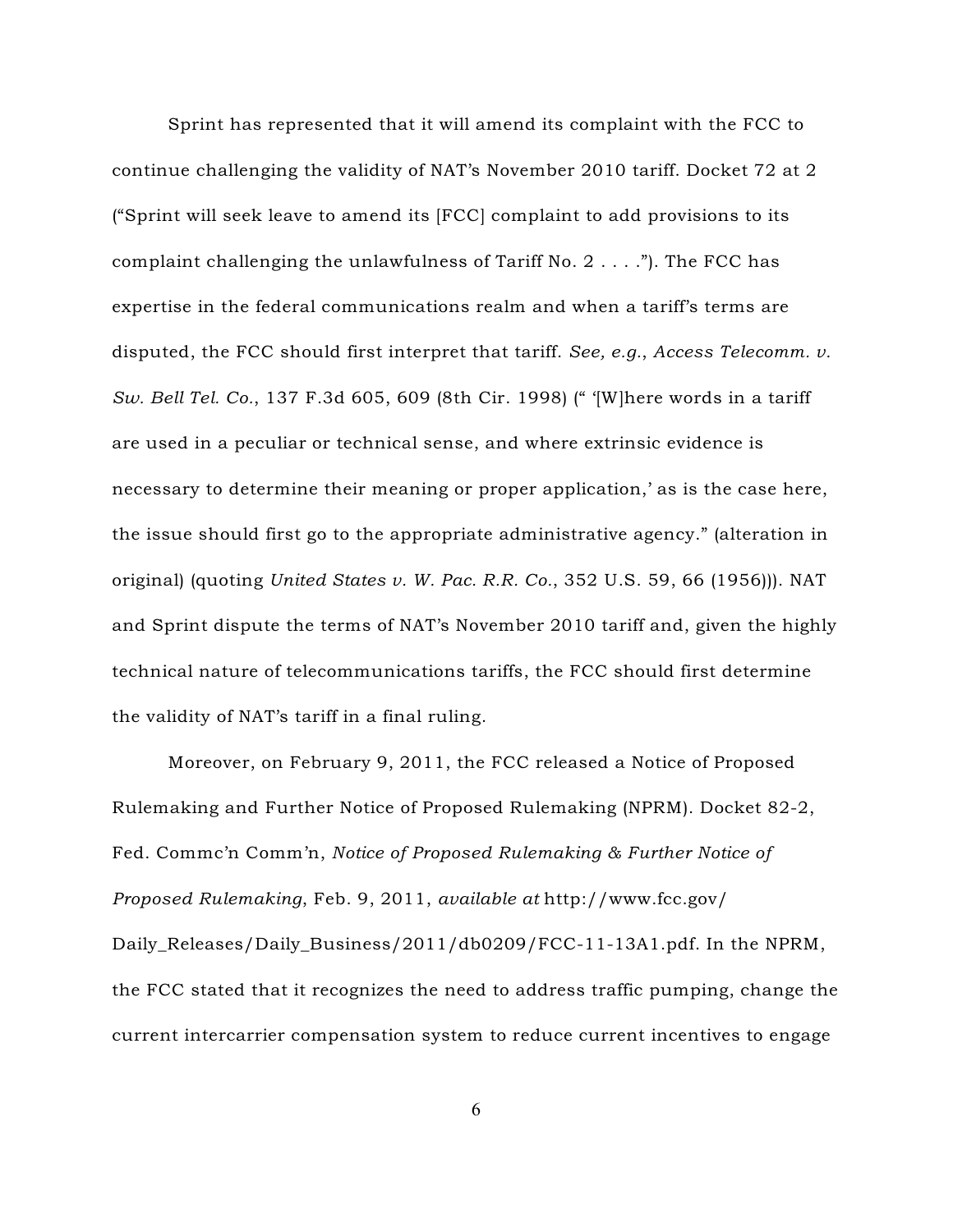Sprint has represented that it will amend its complaint with the FCC to continue challenging the validity of NAT's November 2010 tariff. Docket 72 at 2 ("Sprint will seek leave to amend its [FCC] complaint to add provisions to its complaint challenging the unlawfulness of Tariff No. 2 . . . ."). The FCC has expertise in the federal communications realm and when a tariff's terms are disputed, the FCC should first interpret that tariff. *See, e.g.*, *Access Telecomm. v. Sw. Bell Tel. Co.*, 137 F.3d 605, 609 (8th Cir. 1998) (" '[W]here words in a tariff are used in a peculiar or technical sense, and where extrinsic evidence is necessary to determine their meaning or proper application,' as is the case here, the issue should first go to the appropriate administrative agency." (alteration in original) (quoting *United States v. W. Pac. R.R. Co.*, 352 U.S. 59, 66 (1956))). NAT and Sprint dispute the terms of NAT's November 2010 tariff and, given the highly technical nature of telecommunications tariffs, the FCC should first determine the validity of NAT's tariff in a final ruling.

Moreover, on February 9, 2011, the FCC released a Notice of Proposed Rulemaking and Further Notice of Proposed Rulemaking (NPRM). Docket 82-2, Fed. Commc'n Comm'n, *Notice of Proposed Rulemaking & Further Notice of Proposed Rulemaking*, Feb. 9, 2011, *available at* http://www.fcc.gov/Daily_Releases/Daily_Business/2011/db0209/FCC-11-13A1.pdf. In the NPRM, the FCC stated that it recognizes the need to address traffic pumping, change the current intercarrier compensation system to reduce current incentives to engage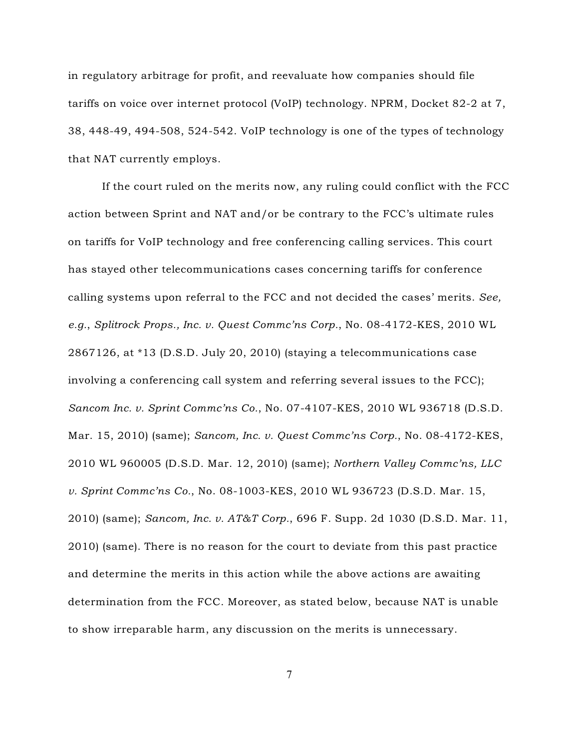in regulatory arbitrage for profit, and reevaluate how companies should file tariffs on voice over internet protocol (VoIP) technology. NPRM, Docket 82-2 at 7, 38, 448-49, 494-508, 524-542. VoIP technology is one of the types of technology that NAT currently employs.

If the court ruled on the merits now, any ruling could conflict with the FCC action between Sprint and NAT and/or be contrary to the FCC's ultimate rules on tariffs for VoIP technology and free conferencing calling services. This court has stayed other telecommunications cases concerning tariffs for conference calling systems upon referral to the FCC and not decided the cases' merits. *See, e.g.*, *Splitrock Props., Inc. v. Quest Commc'ns Corp.*, No. 08-4172-KES, 2010 WL 2867126, at *13 (D.S.D. July 20, 2010) (staying a telecommunications case involving a conferencing call system and referring several issues to the FCC); *Sancom Inc. v. Sprint Commc'ns Co.*, No. 07-4107-KES, 2010 WL 936718 (D.S.D. Mar. 15, 2010) (same); *Sancom, Inc. v. Quest Commc'ns Corp.*, No. 08-4172-KES, 2010 WL 960005 (D.S.D. Mar. 12, 2010) (same); *Northern Valley Commc'ns, LLC v. Sprint Commc'ns Co.*, No. 08-1003-KES, 2010 WL 936723 (D.S.D. Mar. 15, 2010) (same); *Sancom, Inc. v. AT&T Corp.*, 696 F. Supp. 2d 1030 (D.S.D. Mar. 11, 2010) (same). There is no reason for the court to deviate from this past practice and determine the merits in this action while the above actions are awaiting determination from the FCC. Moreover, as stated below, because NAT is unable to show irreparable harm, any discussion on the merits is unnecessary.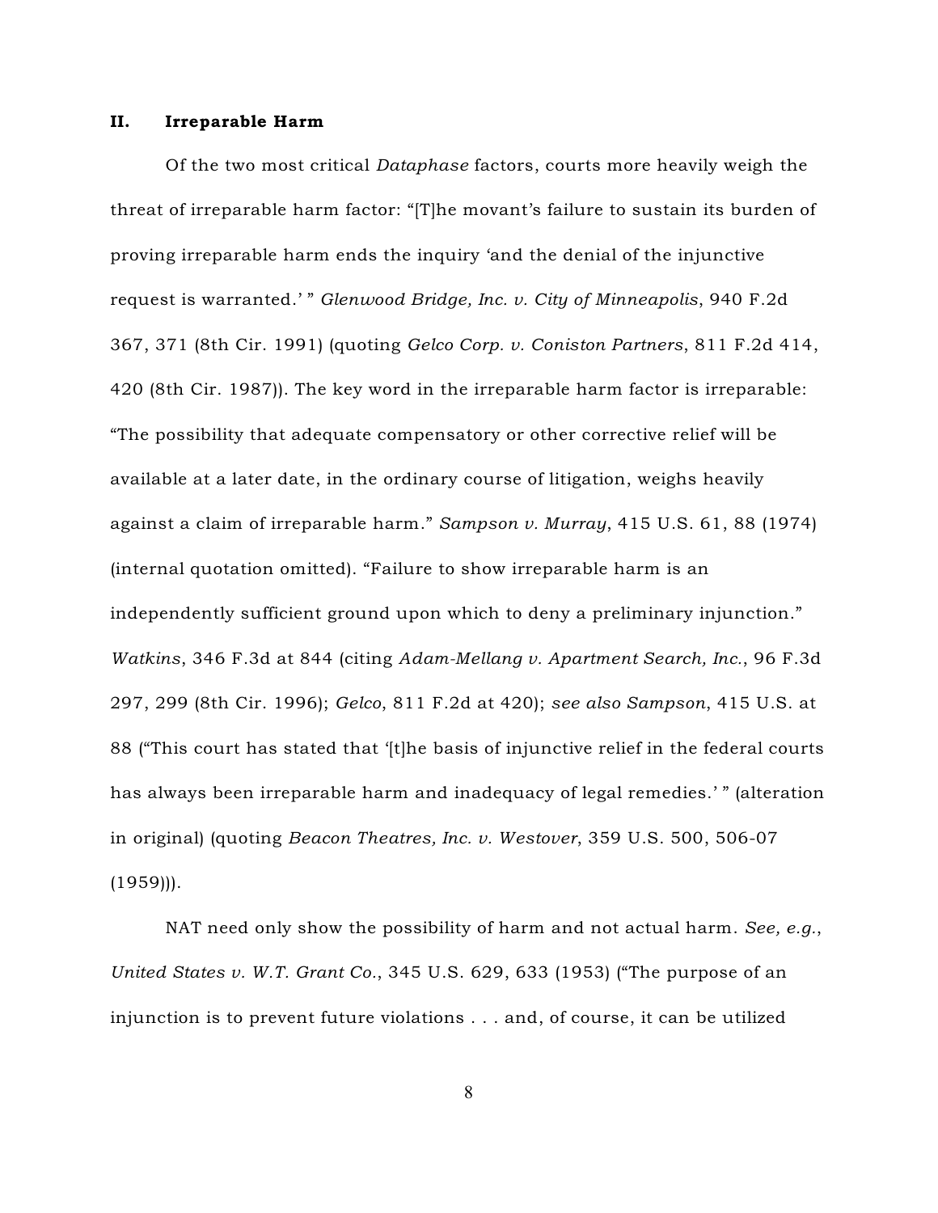## II. Irreparable Harm

Of the two most critical *Dataphase* factors, courts more heavily weigh the threat of irreparable harm factor: "[T]he movant's failure to sustain its burden of proving irreparable harm ends the inquiry 'and the denial of the injunctive request is warranted.' " *Glenwood Bridge, Inc. v. City of Minneapolis*, 940 F.2d 367, 371 (8th Cir. 1991) (quoting *Gelco Corp. v. Coniston Partners*, 811 F.2d 414, 420 (8th Cir. 1987)). The key word in the irreparable harm factor is irreparable: "The possibility that adequate compensatory or other corrective relief will be available at a later date, in the ordinary course of litigation, weighs heavily against a claim of irreparable harm." *Sampson v. Murray*, 415 U.S. 61, 88 (1974) (internal quotation omitted). "Failure to show irreparable harm is an independently sufficient ground upon which to deny a preliminary injunction." *Watkins*, 346 F.3d at 844 (citing *Adam-Mellang v. Apartment Search, Inc.*, 96 F.3d 297, 299 (8th Cir. 1996); *Gelco*, 811 F.2d at 420); *see also Sampson*, 415 U.S. at 88 ("This court has stated that '[t]he basis of injunctive relief in the federal courts has always been irreparable harm and inadequacy of legal remedies.' " (alteration in original) (quoting *Beacon Theatres, Inc. v. Westover*, 359 U.S. 500, 506-07 (1959))).

NAT need only show the possibility of harm and not actual harm. *See, e.g.*, *United States v. W.T. Grant Co.*, 345 U.S. 629, 633 (1953) ("The purpose of an injunction is to prevent future violations . . . and, of course, it can be utilized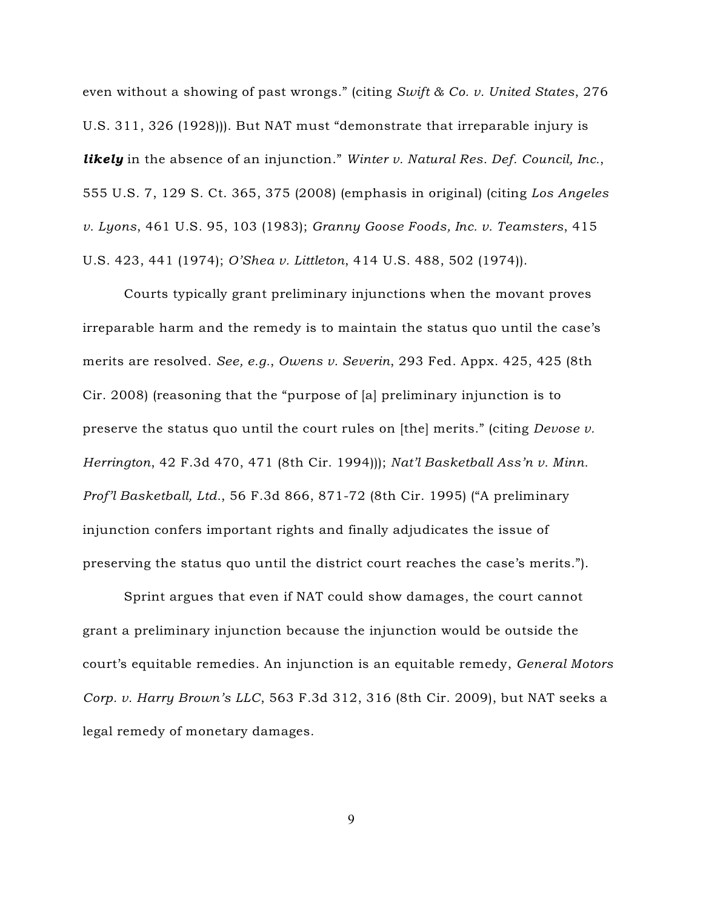even without a showing of past wrongs." (citing *Swift & Co. v. United States*, 276 U.S. 311, 326 (1928))). But NAT must "demonstrate that irreparable injury is ***likely*** in the absence of an injunction." *Winter v. Natural Res. Def. Council, Inc.*, 555 U.S. 7, 129 S. Ct. 365, 375 (2008) (emphasis in original) (citing *Los Angeles v. Lyons*, 461 U.S. 95, 103 (1983); *Granny Goose Foods, Inc. v. Teamsters*, 415 U.S. 423, 441 (1974); *O'Shea v. Littleton*, 414 U.S. 488, 502 (1974)).

Courts typically grant preliminary injunctions when the movant proves irreparable harm and the remedy is to maintain the status quo until the case's merits are resolved. *See, e.g.*, *Owens v. Severin*, 293 Fed. Appx. 425, 425 (8th Cir. 2008) (reasoning that the "purpose of [a] preliminary injunction is to preserve the status quo until the court rules on [the] merits." (citing *Devose v. Herrington*, 42 F.3d 470, 471 (8th Cir. 1994))); *Nat'l Basketball Ass'n v. Minn. Prof'l Basketball, Ltd.*, 56 F.3d 866, 871-72 (8th Cir. 1995) ("A preliminary injunction confers important rights and finally adjudicates the issue of preserving the status quo until the district court reaches the case's merits.").

Sprint argues that even if NAT could show damages, the court cannot grant a preliminary injunction because the injunction would be outside the court's equitable remedies. An injunction is an equitable remedy, *General Motors Corp. v. Harry Brown's LLC*, 563 F.3d 312, 316 (8th Cir. 2009), but NAT seeks a legal remedy of monetary damages.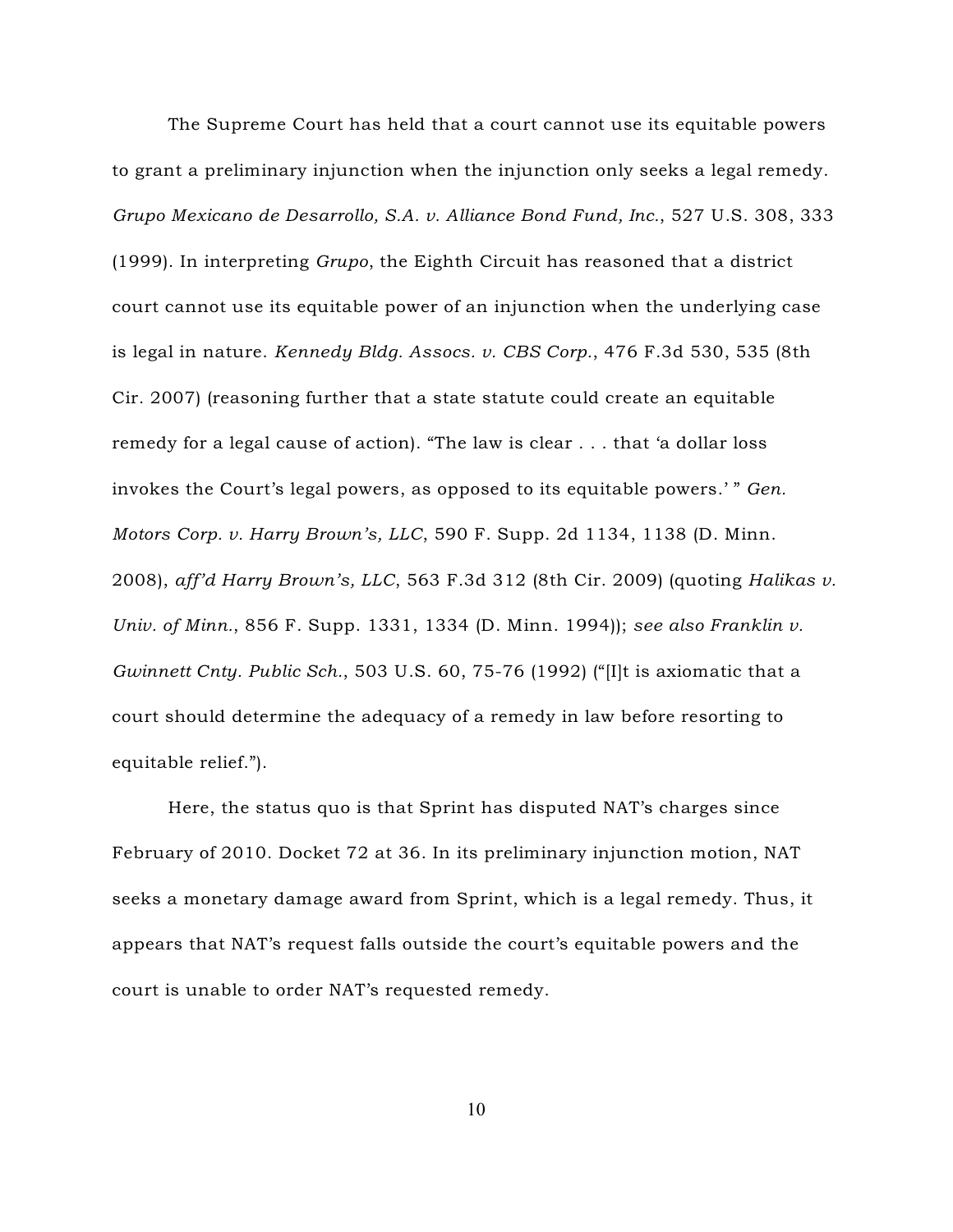The Supreme Court has held that a court cannot use its equitable powers to grant a preliminary injunction when the injunction only seeks a legal remedy. *Grupo Mexicano de Desarrollo, S.A. v. Alliance Bond Fund, Inc.*, 527 U.S. 308, 333 (1999). In interpreting *Grupo*, the Eighth Circuit has reasoned that a district court cannot use its equitable power of an injunction when the underlying case is legal in nature. *Kennedy Bldg. Assocs. v. CBS Corp.*, 476 F.3d 530, 535 (8th Cir. 2007) (reasoning further that a state statute could create an equitable remedy for a legal cause of action). "The law is clear . . . that 'a dollar loss invokes the Court's legal powers, as opposed to its equitable powers.' " *Gen. Motors Corp. v. Harry Brown's, LLC*, 590 F. Supp. 2d 1134, 1138 (D. Minn. 2008), *aff'd Harry Brown's, LLC*, 563 F.3d 312 (8th Cir. 2009) (quoting *Halikas v. Univ. of Minn.*, 856 F. Supp. 1331, 1334 (D. Minn. 1994)); *see also Franklin v. Gwinnett Cnty. Public Sch.*, 503 U.S. 60, 75-76 (1992) ("[I]t is axiomatic that a court should determine the adequacy of a remedy in law before resorting to equitable relief.").

Here, the status quo is that Sprint has disputed NAT's charges since February of 2010. Docket 72 at 36. In its preliminary injunction motion, NAT seeks a monetary damage award from Sprint, which is a legal remedy. Thus, it appears that NAT's request falls outside the court's equitable powers and the court is unable to order NAT's requested remedy.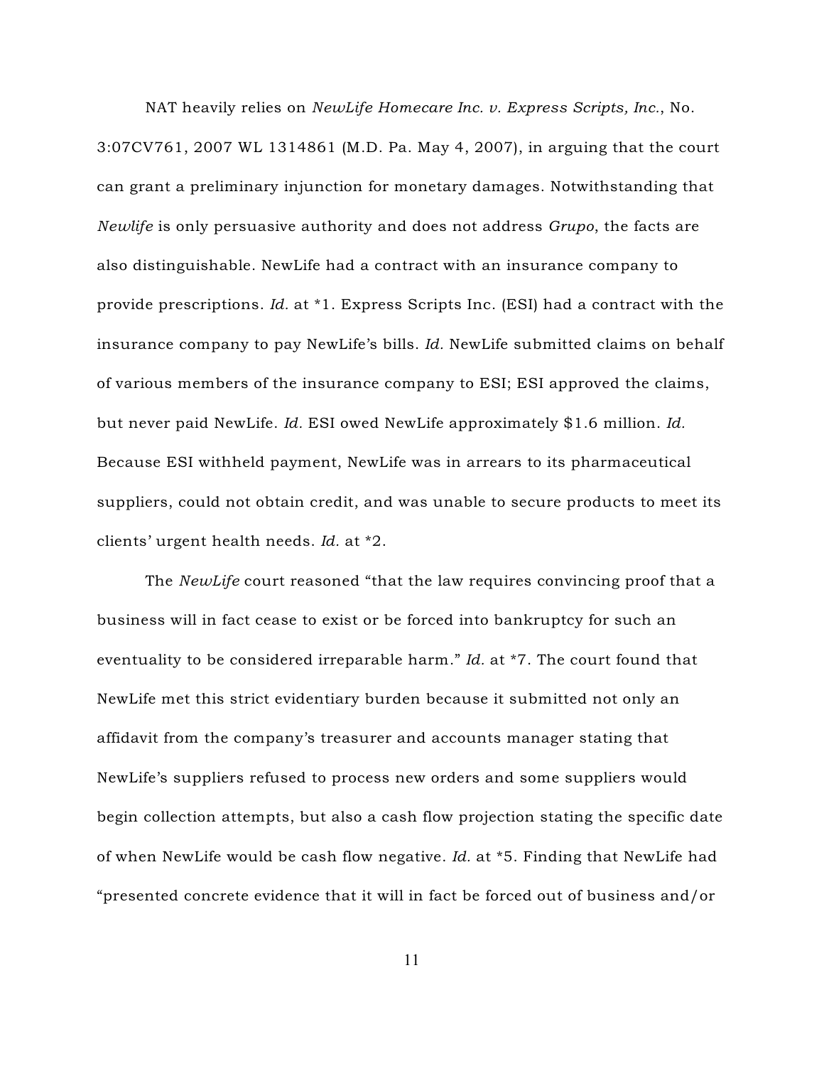NAT heavily relies on *NewLife Homecare Inc. v. Express Scripts, Inc.*, No. 3:07CV761, 2007 WL 1314861 (M.D. Pa. May 4, 2007), in arguing that the court can grant a preliminary injunction for monetary damages. Notwithstanding that *Newlife* is only persuasive authority and does not address *Grupo*, the facts are also distinguishable. NewLife had a contract with an insurance company to provide prescriptions. *Id.* at *1. Express Scripts Inc. (ESI) had a contract with the insurance company to pay NewLife's bills. *Id.* NewLife submitted claims on behalf of various members of the insurance company to ESI; ESI approved the claims, but never paid NewLife. *Id.* ESI owed NewLife approximately $1.6 million. *Id.* Because ESI withheld payment, NewLife was in arrears to its pharmaceutical suppliers, could not obtain credit, and was unable to secure products to meet its clients' urgent health needs. *Id.* at *2.

The *NewLife* court reasoned "that the law requires convincing proof that a business will in fact cease to exist or be forced into bankruptcy for such an eventuality to be considered irreparable harm." *Id.* at *7. The court found that NewLife met this strict evidentiary burden because it submitted not only an affidavit from the company's treasurer and accounts manager stating that NewLife's suppliers refused to process new orders and some suppliers would begin collection attempts, but also a cash flow projection stating the specific date of when NewLife would be cash flow negative. *Id.* at *5. Finding that NewLife had "presented concrete evidence that it will in fact be forced out of business and/or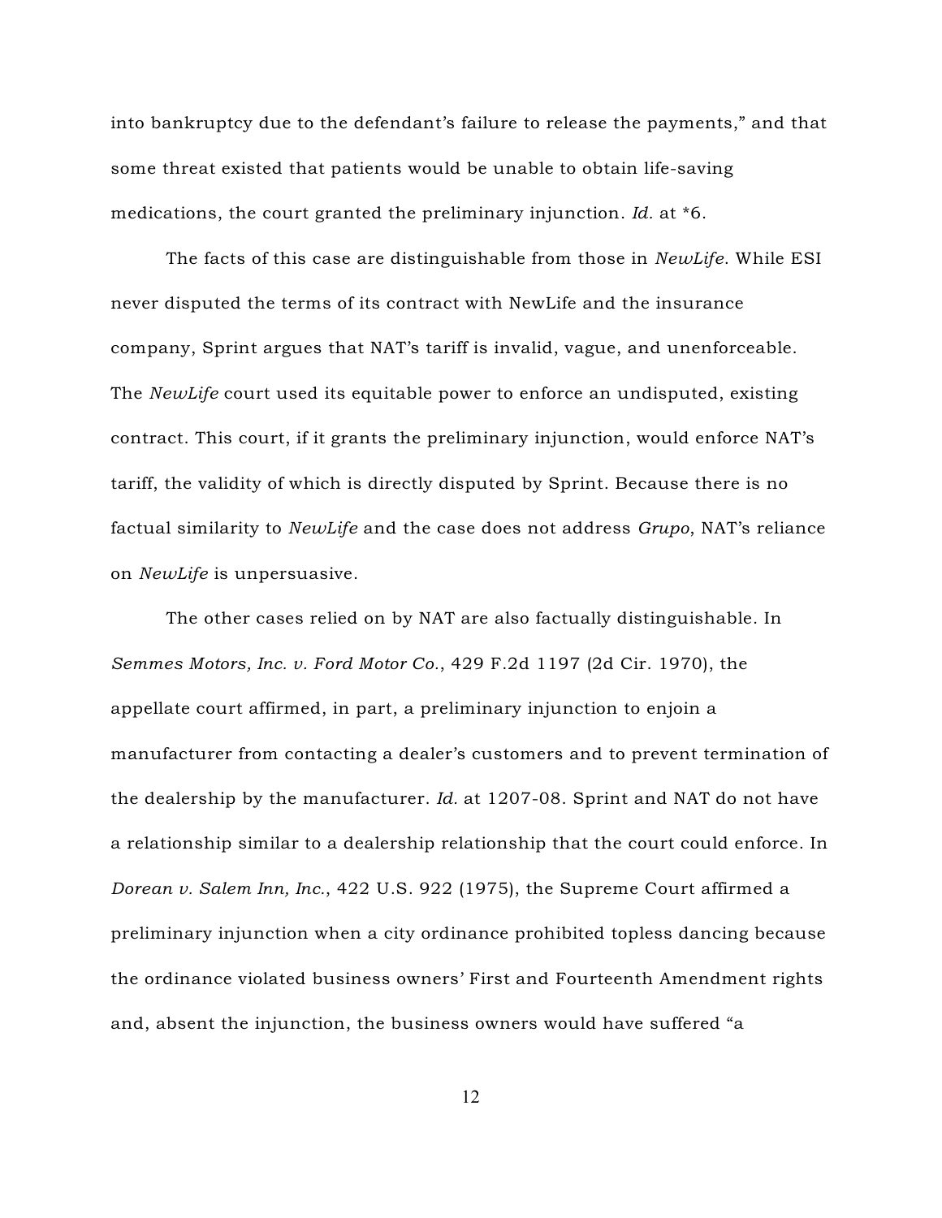into bankruptcy due to the defendant's failure to release the payments," and that some threat existed that patients would be unable to obtain life-saving medications, the court granted the preliminary injunction. *Id.* at *6.

The facts of this case are distinguishable from those in *NewLife*. While ESI never disputed the terms of its contract with NewLife and the insurance company, Sprint argues that NAT's tariff is invalid, vague, and unenforceable. The *NewLife* court used its equitable power to enforce an undisputed, existing contract. This court, if it grants the preliminary injunction, would enforce NAT's tariff, the validity of which is directly disputed by Sprint. Because there is no factual similarity to *NewLife* and the case does not address *Grupo*, NAT's reliance on *NewLife* is unpersuasive.

The other cases relied on by NAT are also factually distinguishable. In *Semmes Motors, Inc. v. Ford Motor Co.*, 429 F.2d 1197 (2d Cir. 1970), the appellate court affirmed, in part, a preliminary injunction to enjoin a manufacturer from contacting a dealer's customers and to prevent termination of the dealership by the manufacturer. *Id.* at 1207-08. Sprint and NAT do not have a relationship similar to a dealership relationship that the court could enforce. In *Dorean v. Salem Inn, Inc.*, 422 U.S. 922 (1975), the Supreme Court affirmed a preliminary injunction when a city ordinance prohibited topless dancing because the ordinance violated business owners' First and Fourteenth Amendment rights and, absent the injunction, the business owners would have suffered "a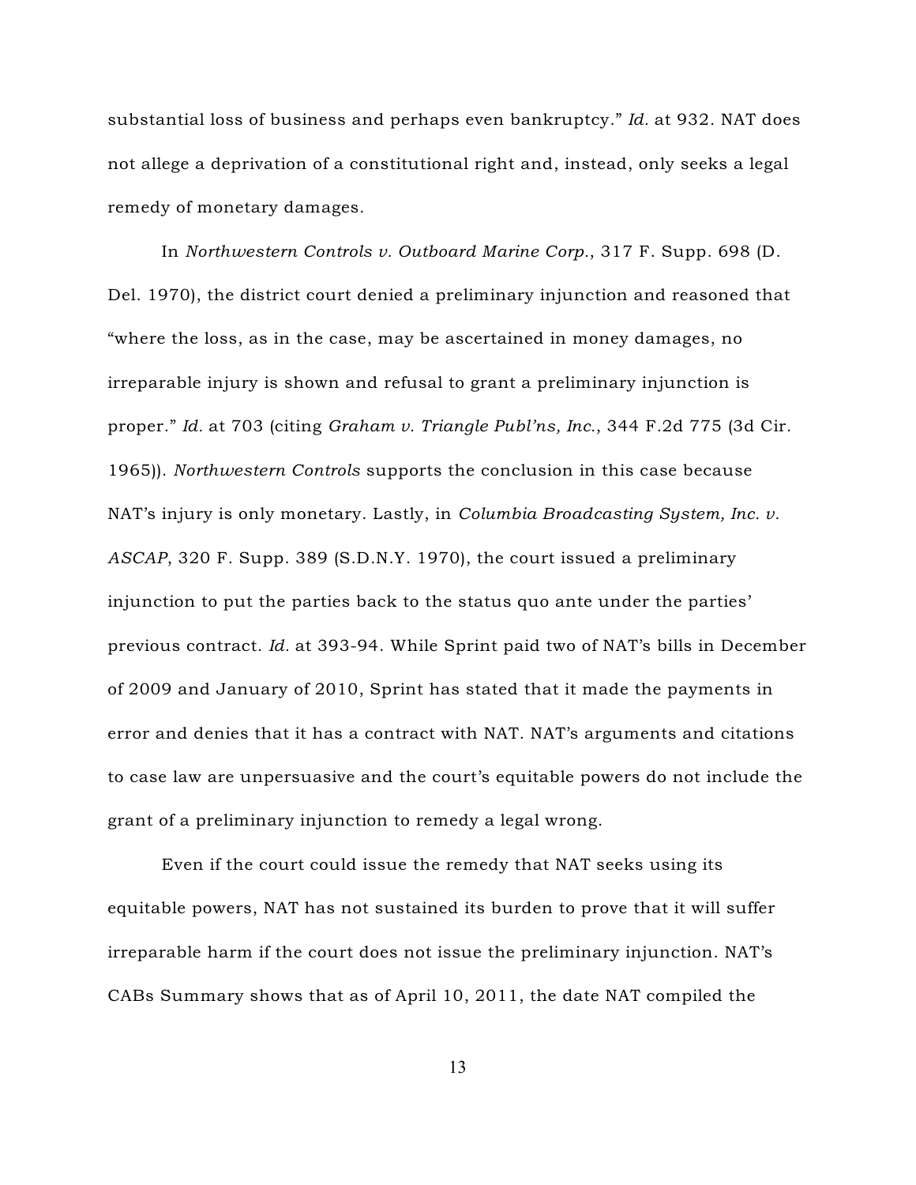substantial loss of business and perhaps even bankruptcy." *Id.* at 932. NAT does not allege a deprivation of a constitutional right and, instead, only seeks a legal remedy of monetary damages.

In *Northwestern Controls v. Outboard Marine Corp.*, 317 F. Supp. 698 (D. Del. 1970), the district court denied a preliminary injunction and reasoned that "where the loss, as in the case, may be ascertained in money damages, no irreparable injury is shown and refusal to grant a preliminary injunction is proper." *Id.* at 703 (citing *Graham v. Triangle Publ'ns, Inc.*, 344 F.2d 775 (3d Cir. 1965)). *Northwestern Controls* supports the conclusion in this case because NAT's injury is only monetary. Lastly, in *Columbia Broadcasting System, Inc. v. ASCAP*, 320 F. Supp. 389 (S.D.N.Y. 1970), the court issued a preliminary injunction to put the parties back to the status quo ante under the parties' previous contract. *Id.* at 393-94. While Sprint paid two of NAT's bills in December of 2009 and January of 2010, Sprint has stated that it made the payments in error and denies that it has a contract with NAT. NAT's arguments and citations to case law are unpersuasive and the court's equitable powers do not include the grant of a preliminary injunction to remedy a legal wrong.

Even if the court could issue the remedy that NAT seeks using its equitable powers, NAT has not sustained its burden to prove that it will suffer irreparable harm if the court does not issue the preliminary injunction. NAT's CABs Summary shows that as of April 10, 2011, the date NAT compiled the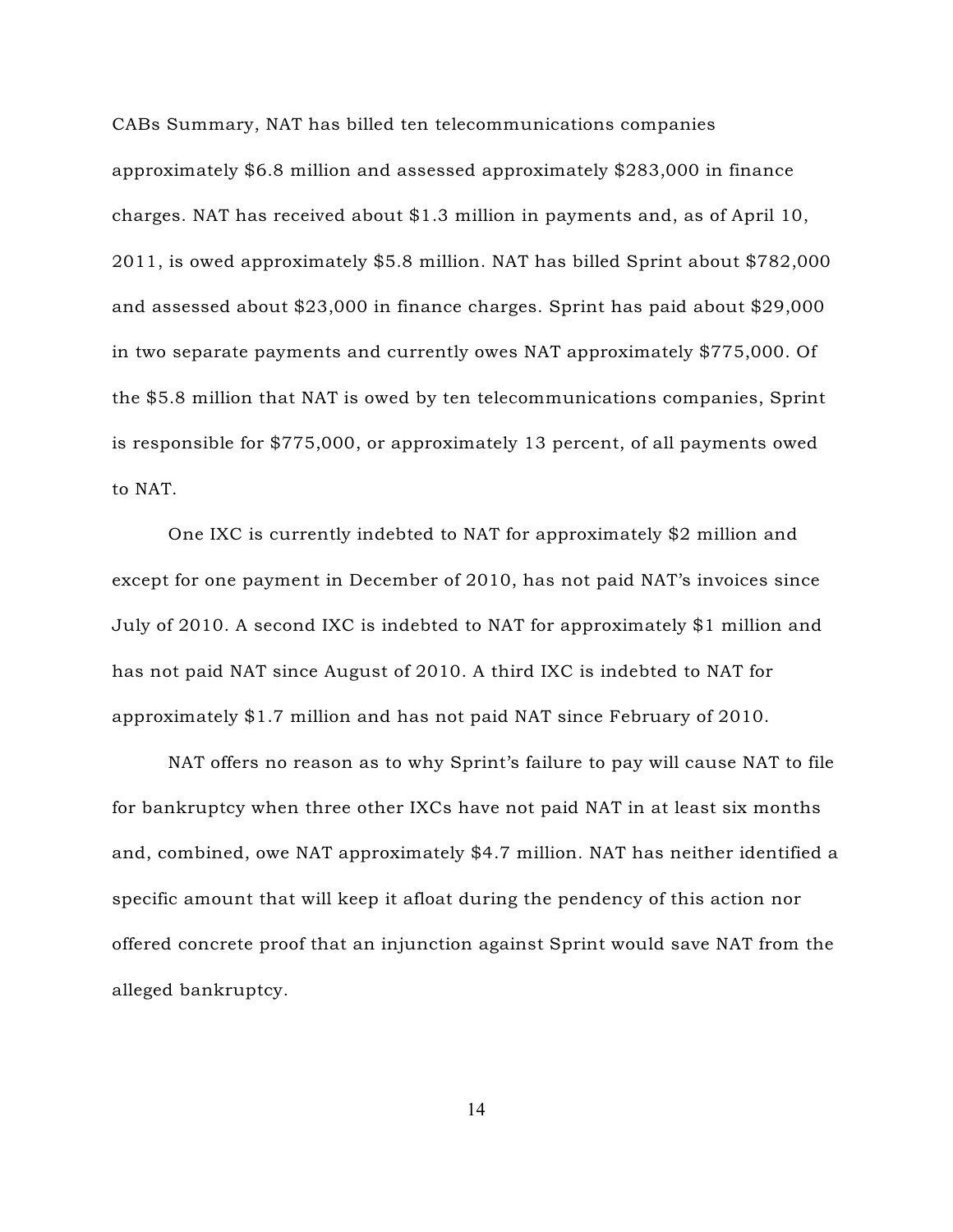CABs Summary, NAT has billed ten telecommunications companies approximately $6.8 million and assessed approximately $283,000 in finance charges. NAT has received about $1.3 million in payments and, as of April 10, 2011, is owed approximately $5.8 million. NAT has billed Sprint about $782,000 and assessed about $23,000 in finance charges. Sprint has paid about $29,000 in two separate payments and currently owes NAT approximately $775,000. Of the $5.8 million that NAT is owed by ten telecommunications companies, Sprint is responsible for $775,000, or approximately 13 percent, of all payments owed to NAT.

One IXC is currently indebted to NAT for approximately $2 million and except for one payment in December of 2010, has not paid NAT's invoices since July of 2010. A second IXC is indebted to NAT for approximately $1 million and has not paid NAT since August of 2010. A third IXC is indebted to NAT for approximately $1.7 million and has not paid NAT since February of 2010.

NAT offers no reason as to why Sprint's failure to pay will cause NAT to file for bankruptcy when three other IXCs have not paid NAT in at least six months and, combined, owe NAT approximately $4.7 million. NAT has neither identified a specific amount that will keep it afloat during the pendency of this action nor offered concrete proof that an injunction against Sprint would save NAT from the alleged bankruptcy.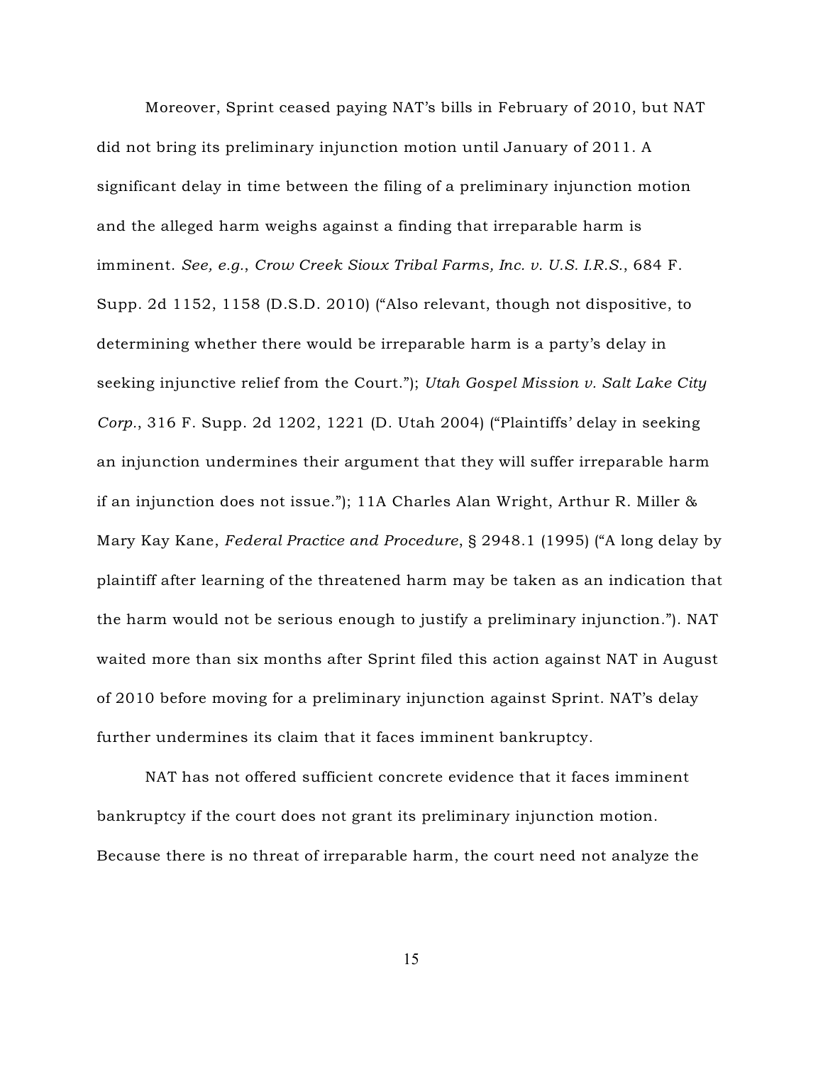Moreover, Sprint ceased paying NAT's bills in February of 2010, but NAT did not bring its preliminary injunction motion until January of 2011. A significant delay in time between the filing of a preliminary injunction motion and the alleged harm weighs against a finding that irreparable harm is imminent. *See, e.g.*, *Crow Creek Sioux Tribal Farms, Inc. v. U.S. I.R.S.*, 684 F. Supp. 2d 1152, 1158 (D.S.D. 2010) ("Also relevant, though not dispositive, to determining whether there would be irreparable harm is a party's delay in seeking injunctive relief from the Court."); *Utah Gospel Mission v. Salt Lake City Corp.*, 316 F. Supp. 2d 1202, 1221 (D. Utah 2004) ("Plaintiffs' delay in seeking an injunction undermines their argument that they will suffer irreparable harm if an injunction does not issue."); 11A Charles Alan Wright, Arthur R. Miller & Mary Kay Kane, *Federal Practice and Procedure*, § 2948.1 (1995) ("A long delay by plaintiff after learning of the threatened harm may be taken as an indication that the harm would not be serious enough to justify a preliminary injunction."). NAT waited more than six months after Sprint filed this action against NAT in August of 2010 before moving for a preliminary injunction against Sprint. NAT's delay further undermines its claim that it faces imminent bankruptcy.

NAT has not offered sufficient concrete evidence that it faces imminent bankruptcy if the court does not grant its preliminary injunction motion. Because there is no threat of irreparable harm, the court need not analyze the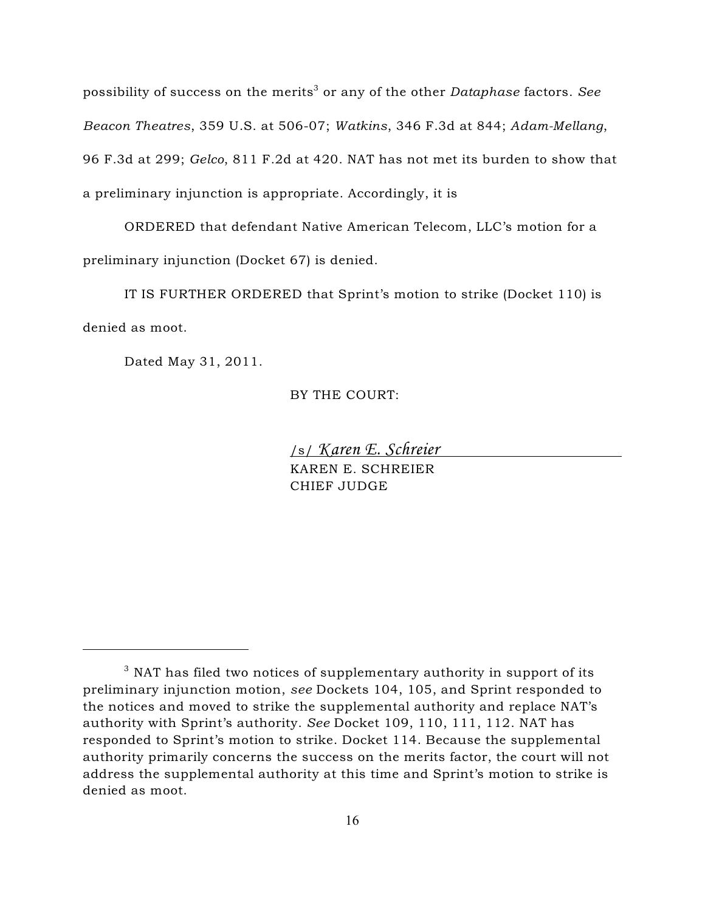possibility of success on the merits[3] or any of the other *Dataphase* factors. *See Beacon Theatres*, 359 U.S. at 506-07; *Watkins*, 346 F.3d at 844; *Adam-Mellang*, 96 F.3d at 299; *Gelco*, 811 F.2d at 420. NAT has not met its burden to show that a preliminary injunction is appropriate. Accordingly, it is

ORDERED that defendant Native American Telecom, LLC's motion for a preliminary injunction (Docket 67) is denied.

IT IS FURTHER ORDERED that Sprint's motion to strike (Docket 110) is denied as moot.

Dated May 31, 2011.

BY THE COURT:

/s/ *Karen E. Schreier*
KAREN E. SCHREIER
CHIEF JUDGE

---

[3] NAT has filed two notices of supplementary authority in support of its preliminary injunction motion, *see* Dockets 104, 105, and Sprint responded to the notices and moved to strike the supplemental authority and replace NAT's authority with Sprint's authority. *See* Docket 109, 110, 111, 112. NAT has responded to Sprint's motion to strike. Docket 114. Because the supplemental authority primarily concerns the success on the merits factor, the court will not address the supplemental authority at this time and Sprint's motion to strike is denied as moot.